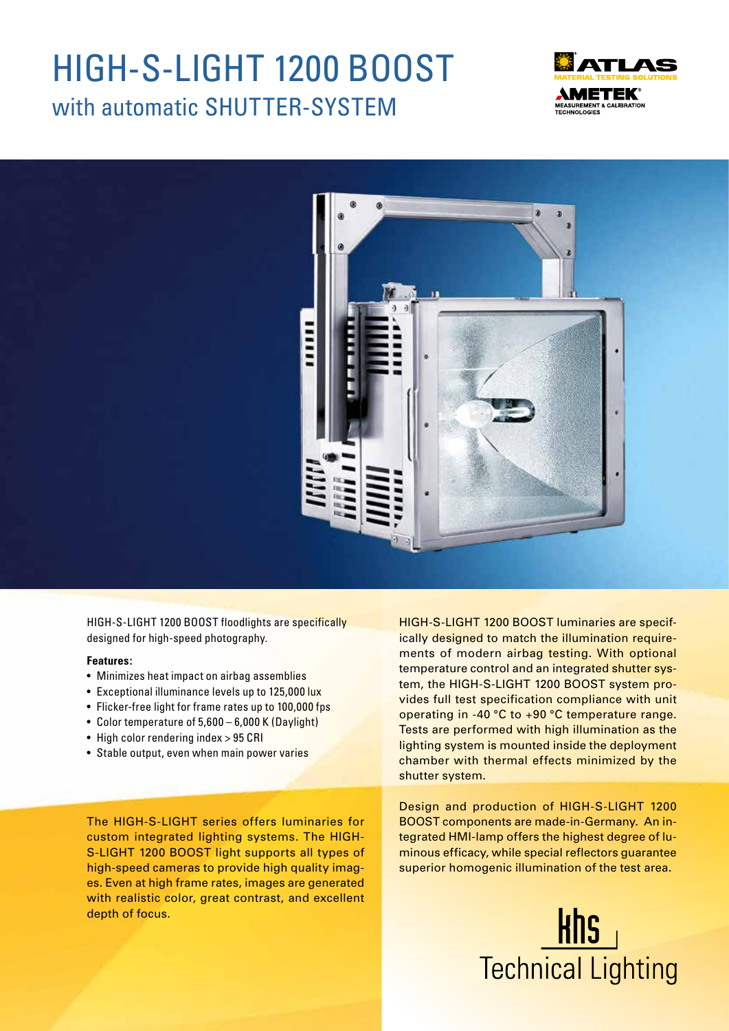# HIGH-S-LIGHT 1200 BOOST

## with automatic SHUTTER-SYSTEM

HIGH-S-LIGHT 1200 BOOST floodlights are specifically designed for high-speed photography.

**Features:**

- Minimizes heat impact on airbag assemblies
- Exceptional illuminance levels up to 125,000 lux
- Flicker-free light for frame rates up to 100,000 fps
- Color temperature of 5,600 – 6,000 K (Daylight)
- High color rendering index > 95 CRI
- Stable output, even when main power varies

The HIGH-S-LIGHT series offers luminaries for custom integrated lighting systems. The HIGH-S-LIGHT 1200 BOOST light supports all types of high-speed cameras to provide high quality images. Even at high frame rates, images are generated with realistic color, great contrast, and excellent depth of focus.

HIGH-S-LIGHT 1200 BOOST luminaries are specifically designed to match the illumination requirements of modern airbag testing. With optional temperature control and an integrated shutter system, the HIGH-S-LIGHT 1200 BOOST system provides full test specification compliance with unit operating in -40 °C to +90 °C temperature range. Tests are performed with high illumination as the lighting system is mounted inside the deployment chamber with thermal effects minimized by the shutter system.

Design and production of HIGH-S-LIGHT 1200 BOOST components are made-in-Germany. An integrated HMI-lamp offers the highest degree of luminous efficacy, while special reflectors guarantee superior homogenic illumination of the test area.

khs Technical Lighting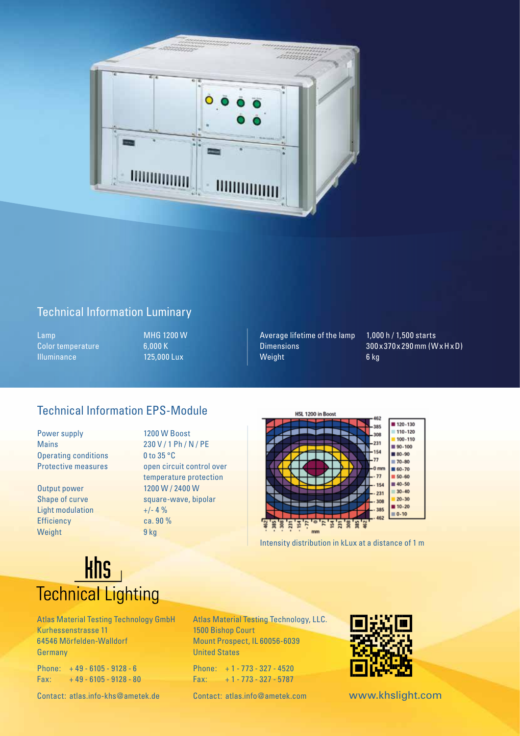## Technical Information Luminary

| | |
|---|---|
| Lamp | MHG 1200 W |
| Color temperature | 6,000 K |
| Illuminance | 125,000 Lux |
| Average lifetime of the lamp | 1,000 h / 1,500 starts |
| Dimensions | 300 x 370 x 290 mm (W x H x D) |
| Weight | 6 kg |

## Technical Information EPS-Module

| | |
|---|---|
| Power supply | 1200 W Boost |
| Mains | 230 V / 1 Ph / N / PE |
| Operating conditions | 0 to 35 °C |
| Protective measures | open circuit control over temperature protection |
| Output power | 1200 W / 2400 W |
| Shape of curve | square-wave, bipolar |
| Light modulation | +/- 4 % |
| Efficiency | ca. 90 % |
| Weight | 9 kg |

HSL 1200 in Boost

462
385
308
231
154
77
0 mm
-77
-154
-231
-308
-385
-462

-462 -385 -308 -231 -154 -77 0 77 154 231 308 385 462
mm

120-130
110-120
100-110
90-100
80-90
70-80
60-70
50-60
40-50
30-40
20-30
10-20
0-10

Intensity distribution in kLux at a distance of 1 m

khs
Technical Lighting

Atlas Material Testing Technology GmbH
Kurhessenstrasse 11
64546 Mörfelden-Walldorf
Germany

Phone: + 49 - 6105 - 9128 - 6
Fax: + 49 - 6105 - 9128 - 80

Contact: atlas.info-khs@ametek.de

Atlas Material Testing Technology, LLC.
1500 Bishop Court
Mount Prospect, IL 60056-6039
United States

Phone: + 1 - 773 - 327 - 4520
Fax: + 1 - 773 - 327 - 5787

Contact: atlas.info@ametek.com

www.khslight.com